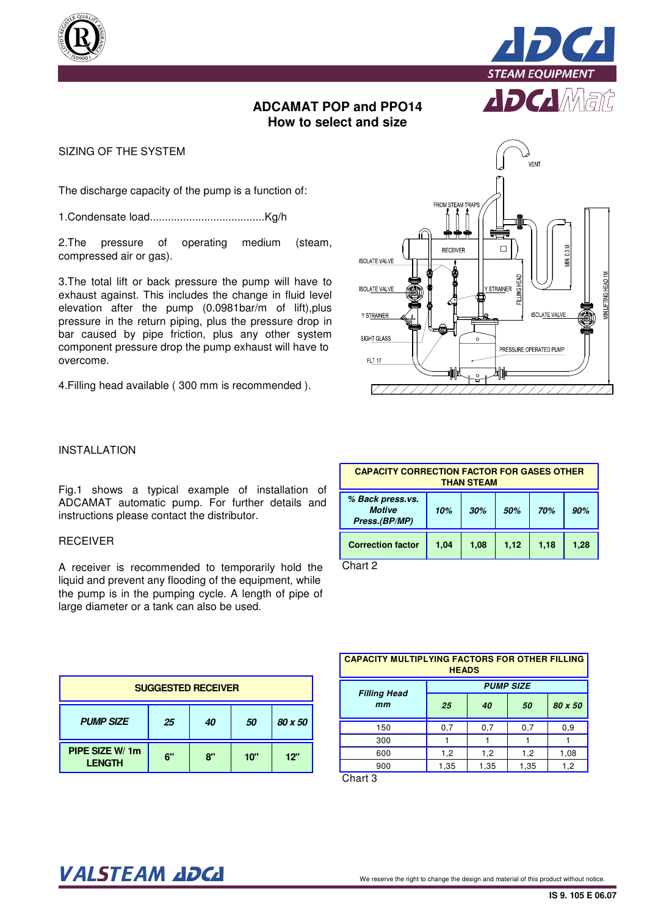# ADCAMAT POP and PPO14
## How to select and size

### SIZING OF THE SYSTEM

The discharge capacity of the pump is a function of:

1.Condensate load......................................Kg/h

2.The pressure of operating medium (steam, compressed air or gas).

3.The total lift or back pressure the pump will have to exhaust against. This includes the change in fluid level elevation after the pump (0.0981bar/m of lift),plus pressure in the return piping, plus the pressure drop in bar caused by pipe friction, plus any other system component pressure drop the pump exhaust will have to overcome.

4.Filling head available ( 300 mm is recommended ).

VENT
FROM STEAM TRAPS
RECEIVER
MIN. 0,3 M
ISOLATE VALVE
ISOLATE VALVE
Y STRAINER
FILLING HEAD
MIN.LIFTING HEAD 1M
Y STRAINER
ISOLATE VALVE
SIGHT GLASS
PRESSURE OPERATED PUMP
FLT 17

### INSTALLATION

Fig.1 shows a typical example of installation of ADCAMAT automatic pump. For further details and instructions please contact the distributor.

### RECEIVER

A receiver is recommended to temporarily hold the liquid and prevent any flooding of the equipment, while the pump is in the pumping cycle. A length of pipe of large diameter or a tank can also be used.

| SUGGESTED RECEIVER | | | | |
|---|---|---|---|---|
| ***PUMP SIZE*** | ***25*** | ***40*** | ***50*** | ***80 x 50*** |
| **PIPE SIZE W/ 1m LENGTH** | **6"** | **8"** | **10"** | **12"** |

| CAPACITY CORRECTION FACTOR FOR GASES OTHER THAN STEAM | | | | | |
|---|---|---|---|---|---|
| ***% Back press.vs. Motive Press.(BP/MP)*** | ***10%*** | ***30%*** | ***50%*** | ***70%*** | ***90%*** |
| **Correction factor** | **1,04** | **1,08** | **1,12** | **1,18** | **1,28** |

Chart 2

| CAPACITY MULTIPLYING FACTORS FOR OTHER FILLING HEADS | | | | |
|---|---|---|---|---|
| ***Filling Head mm*** | ***PUMP SIZE*** | | | |
| | ***25*** | ***40*** | ***50*** | ***80 x 50*** |
| 150 | 0,7 | 0,7 | 0,7 | 0,9 |
| 300 | 1 | 1 | 1 | 1 |
| 600 | 1,2 | 1,2 | 1,2 | 1,08 |
| 900 | 1,35 | 1,35 | 1,35 | 1,2 |

Chart 3

We reserve the right to change the design and material of this product without notice.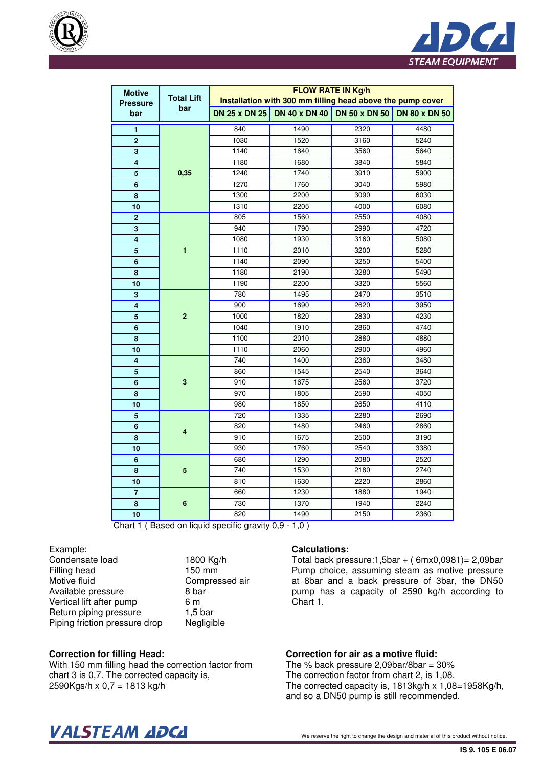| Motive Pressure bar | Total Lift bar | FLOW RATE IN Kg/h Installation with 300 mm filling head above the pump cover | | | |
|---|---|---|---|---|---|
| | | DN 25 x DN 25 | DN 40 x DN 40 | DN 50 x DN 50 | DN 80 x DN 50 |
| 1 | 0,35 | 840 | 1490 | 2320 | 4480 |
| 2 | 0,35 | 1030 | 1520 | 3160 | 5240 |
| 3 | 0,35 | 1140 | 1640 | 3560 | 5640 |
| 4 | 0,35 | 1180 | 1680 | 3840 | 5840 |
| 5 | 0,35 | 1240 | 1740 | 3910 | 5900 |
| 6 | 0,35 | 1270 | 1760 | 3040 | 5980 |
| 8 | 0,35 | 1300 | 2200 | 3090 | 6030 |
| 10 | 0,35 | 1310 | 2205 | 4000 | 6080 |
| 2 | 1 | 805 | 1560 | 2550 | 4080 |
| 3 | 1 | 940 | 1790 | 2990 | 4720 |
| 4 | 1 | 1080 | 1930 | 3160 | 5080 |
| 5 | 1 | 1110 | 2010 | 3200 | 5280 |
| 6 | 1 | 1140 | 2090 | 3250 | 5400 |
| 8 | 1 | 1180 | 2190 | 3280 | 5490 |
| 10 | 1 | 1190 | 2200 | 3320 | 5560 |
| 3 | 2 | 780 | 1495 | 2470 | 3510 |
| 4 | 2 | 900 | 1690 | 2620 | 3950 |
| 5 | 2 | 1000 | 1820 | 2830 | 4230 |
| 6 | 2 | 1040 | 1910 | 2860 | 4740 |
| 8 | 2 | 1100 | 2010 | 2880 | 4880 |
| 10 | 2 | 1110 | 2060 | 2900 | 4960 |
| 4 | 3 | 740 | 1400 | 2360 | 3480 |
| 5 | 3 | 860 | 1545 | 2540 | 3640 |
| 6 | 3 | 910 | 1675 | 2560 | 3720 |
| 8 | 3 | 970 | 1805 | 2590 | 4050 |
| 10 | 3 | 980 | 1850 | 2650 | 4110 |
| 5 | 4 | 720 | 1335 | 2280 | 2690 |
| 6 | 4 | 820 | 1480 | 2460 | 2860 |
| 8 | 4 | 910 | 1675 | 2500 | 3190 |
| 10 | 4 | 930 | 1760 | 2540 | 3380 |
| 6 | 5 | 680 | 1290 | 2080 | 2520 |
| 8 | 5 | 740 | 1530 | 2180 | 2740 |
| 10 | 5 | 810 | 1630 | 2220 | 2860 |
| 7 | 6 | 660 | 1230 | 1880 | 1940 |
| 8 | 6 | 730 | 1370 | 1940 | 2240 |
| 10 | 6 | 820 | 1490 | 2150 | 2360 |

Chart 1 ( Based on liquid specific gravity 0,9 - 1,0 )

Example:

| | |
|---|---|
| Condensate load | 1800 Kg/h |
| Filling head | 150 mm |
| Motive fluid | Compressed air |
| Available pressure | 8 bar |
| Vertical lift after pump | 6 m |
| Return piping pressure | 1,5 bar |
| Piping friction pressure drop | Negligible |

**Calculations:**

Total back pressure:1,5bar + ( 6mx0,0981)= 2,09bar
Pump choice, assuming steam as motive pressure at 8bar and a back pressure of 3bar, the DN50 pump has a capacity of 2590 kg/h according to Chart 1.

**Correction for filling Head:**

With 150 mm filling head the correction factor from chart 3 is 0,7. The corrected capacity is,
2590Kgs/h x 0,7 = 1813 kg/h

**Correction for air as a motive fluid:**

The % back pressure 2,09bar/8bar = 30%
The correction factor from chart 2, is 1,08.
The corrected capacity is, 1813kg/h x 1,08=1958Kg/h, and so a DN50 pump is still recommended.

We reserve the right to change the design and material of this product without notice.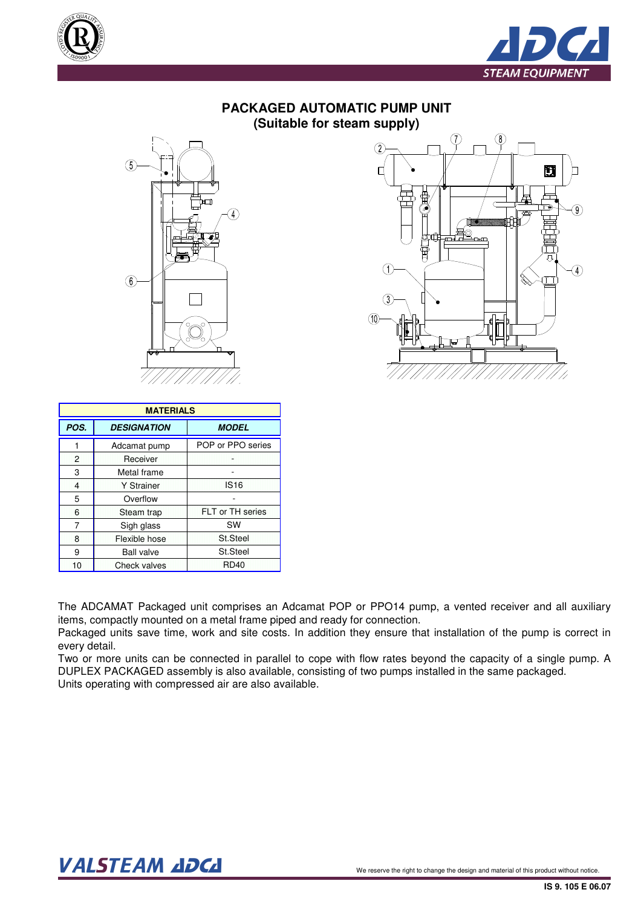# PACKAGED AUTOMATIC PUMP UNIT
## (Suitable for steam supply)

| MATERIALS | | |
|---|---|---|
| **POS.** | **DESIGNATION** | **MODEL** |
| 1 | Adcamat pump | POP or PPO series |
| 2 | Receiver | - |
| 3 | Metal frame | - |
| 4 | Y Strainer | IS16 |
| 5 | Overflow | - |
| 6 | Steam trap | FLT or TH series |
| 7 | Sigh glass | SW |
| 8 | Flexible hose | St.Steel |
| 9 | Ball valve | St.Steel |
| 10 | Check valves | RD40 |

The ADCAMAT Packaged unit comprises an Adcamat POP or PPO14 pump, a vented receiver and all auxiliary items, compactly mounted on a metal frame piped and ready for connection.

Packaged units save time, work and site costs. In addition they ensure that installation of the pump is correct in every detail.

Two or more units can be connected in parallel to cope with flow rates beyond the capacity of a single pump. A DUPLEX PACKAGED assembly is also available, consisting of two pumps installed in the same packaged.

Units operating with compressed air are also available.

We reserve the right to change the design and material of this product without notice.

IS 9. 105 E 06.07